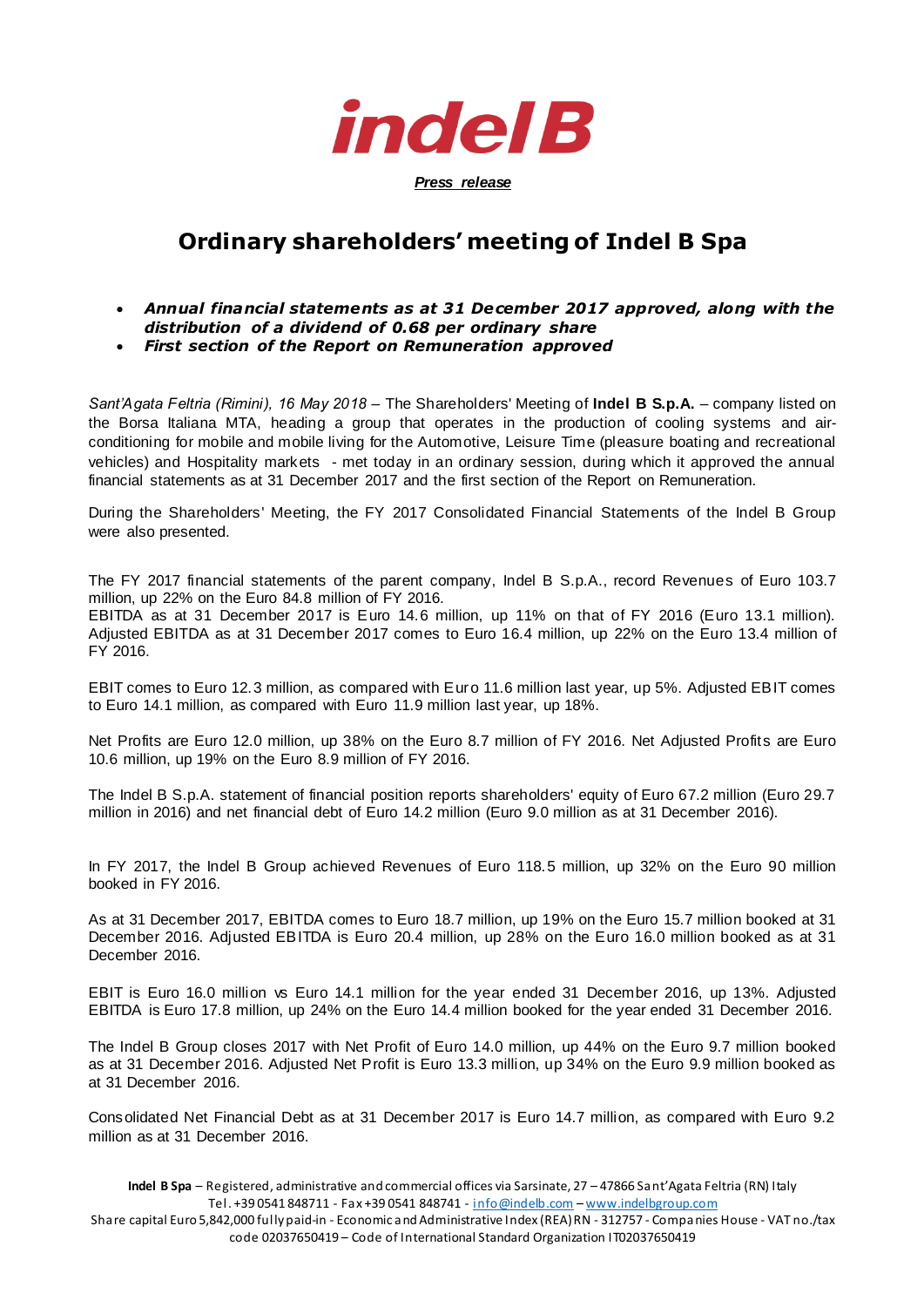# indel B

***Press release***

## Ordinary shareholders' meeting of Indel B Spa

- ***Annual financial statements as at 31 December 2017 approved, along with the distribution of a dividend of 0.68 per ordinary share***
- ***First section of the Report on Remuneration approved***

*Sant'Agata Feltria (Rimini), 16 May 2018* – The Shareholders' Meeting of **Indel B S.p.A.** – company listed on the Borsa Italiana MTA, heading a group that operates in the production of cooling systems and air-conditioning for mobile and mobile living for the Automotive, Leisure Time (pleasure boating and recreational vehicles) and Hospitality markets - met today in an ordinary session, during which it approved the annual financial statements as at 31 December 2017 and the first section of the Report on Remuneration.

During the Shareholders' Meeting, the FY 2017 Consolidated Financial Statements of the Indel B Group were also presented.

The FY 2017 financial statements of the parent company, Indel B S.p.A., record Revenues of Euro 103.7 million, up 22% on the Euro 84.8 million of FY 2016.
EBITDA as at 31 December 2017 is Euro 14.6 million, up 11% on that of FY 2016 (Euro 13.1 million). Adjusted EBITDA as at 31 December 2017 comes to Euro 16.4 million, up 22% on the Euro 13.4 million of FY 2016.

EBIT comes to Euro 12.3 million, as compared with Euro 11.6 million last year, up 5%. Adjusted EBIT comes to Euro 14.1 million, as compared with Euro 11.9 million last year, up 18%.

Net Profits are Euro 12.0 million, up 38% on the Euro 8.7 million of FY 2016. Net Adjusted Profits are Euro 10.6 million, up 19% on the Euro 8.9 million of FY 2016.

The Indel B S.p.A. statement of financial position reports shareholders' equity of Euro 67.2 million (Euro 29.7 million in 2016) and net financial debt of Euro 14.2 million (Euro 9.0 million as at 31 December 2016).

In FY 2017, the Indel B Group achieved Revenues of Euro 118.5 million, up 32% on the Euro 90 million booked in FY 2016.

As at 31 December 2017, EBITDA comes to Euro 18.7 million, up 19% on the Euro 15.7 million booked at 31 December 2016. Adjusted EBITDA is Euro 20.4 million, up 28% on the Euro 16.0 million booked as at 31 December 2016.

EBIT is Euro 16.0 million vs Euro 14.1 million for the year ended 31 December 2016, up 13%. Adjusted EBITDA is Euro 17.8 million, up 24% on the Euro 14.4 million booked for the year ended 31 December 2016.

The Indel B Group closes 2017 with Net Profit of Euro 14.0 million, up 44% on the Euro 9.7 million booked as at 31 December 2016. Adjusted Net Profit is Euro 13.3 million, up 34% on the Euro 9.9 million booked as at 31 December 2016.

Consolidated Net Financial Debt as at 31 December 2017 is Euro 14.7 million, as compared with Euro 9.2 million as at 31 December 2016.

**Indel B Spa** – Registered, administrative and commercial offices via Sarsinate, 27 – 47866 Sant'Agata Feltria (RN) Italy
Tel. +39 0541 848711 - Fax +39 0541 848741 - info@indelb.com – www.indelbgroup.com
Share capital Euro 5,842,000 fully paid-in - Economic and Administrative Index (REA) RN - 312757 - Companies House - VAT no./tax code 02037650419 – Code of International Standard Organization IT02037650419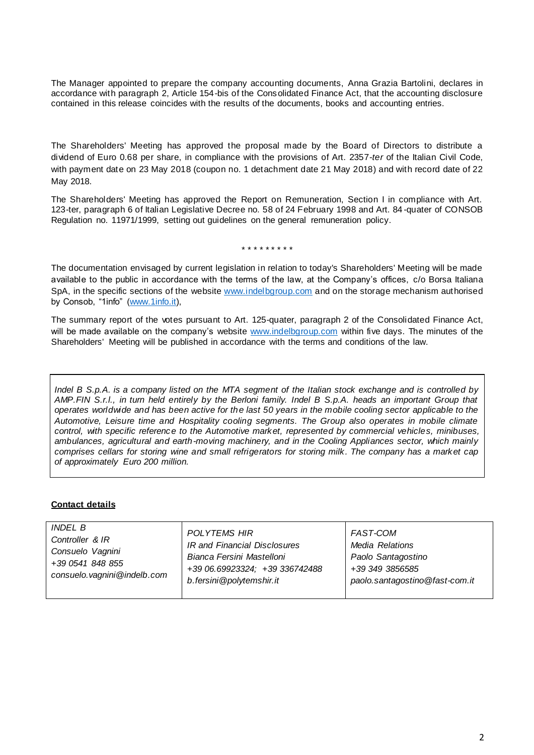The Manager appointed to prepare the company accounting documents, Anna Grazia Bartolini, declares in accordance with paragraph 2, Article 154-bis of the Consolidated Finance Act, that the accounting disclosure contained in this release coincides with the results of the documents, books and accounting entries.

The Shareholders' Meeting has approved the proposal made by the Board of Directors to distribute a dividend of Euro 0.68 per share, in compliance with the provisions of Art. 2357-*ter* of the Italian Civil Code, with payment date on 23 May 2018 (coupon no. 1 detachment date 21 May 2018) and with record date of 22 May 2018.

The Shareholders' Meeting has approved the Report on Remuneration, Section I in compliance with Art. 123-ter, paragraph 6 of Italian Legislative Decree no. 58 of 24 February 1998 and Art. 84-quater of CONSOB Regulation no. 11971/1999, setting out guidelines on the general remuneration policy.

\* \* \* \* \* \* \* \* \*

The documentation envisaged by current legislation in relation to today's Shareholders' Meeting will be made available to the public in accordance with the terms of the law, at the Company's offices, c/o Borsa Italiana SpA, in the specific sections of the website www.indelbgroup.com and on the storage mechanism authorised by Consob, "1info" (www.1info.it),

The summary report of the votes pursuant to Art. 125-quater, paragraph 2 of the Consolidated Finance Act, will be made available on the company's website www.indelbgroup.com within five days. The minutes of the Shareholders' Meeting will be published in accordance with the terms and conditions of the law.

*Indel B S.p.A. is a company listed on the MTA segment of the Italian stock exchange and is controlled by AMP.FIN S.r.l., in turn held entirely by the Berloni family. Indel B S.p.A. heads an important Group that operates worldwide and has been active for the last 50 years in the mobile cooling sector applicable to the Automotive, Leisure time and Hospitality cooling segments. The Group also operates in mobile climate control, with specific reference to the Automotive market, represented by commercial vehicles, minibuses, ambulances, agricultural and earth-moving machinery, and in the Cooling Appliances sector, which mainly comprises cellars for storing wine and small refrigerators for storing milk. The company has a market cap of approximately Euro 200 million.*

**Contact details**

| | | |
|---|---|---|
| *INDEL B*<br>*Controller & IR*<br>*Consuelo Vagnini*<br>*+39 0541 848 855*<br>*consuelo.vagnini@indelb.com* | *POLYTEMS HIR*<br>*IR and Financial Disclosures*<br>*Bianca Fersini Mastelloni*<br>*+39 06.69923324; +39 336742488*<br>*b.fersini@polytemshir.it* | *FAST-COM*<br>*Media Relations*<br>*Paolo Santagostino*<br>*+39 349 3856585*<br>*paolo.santagostino@fast-com.it* |